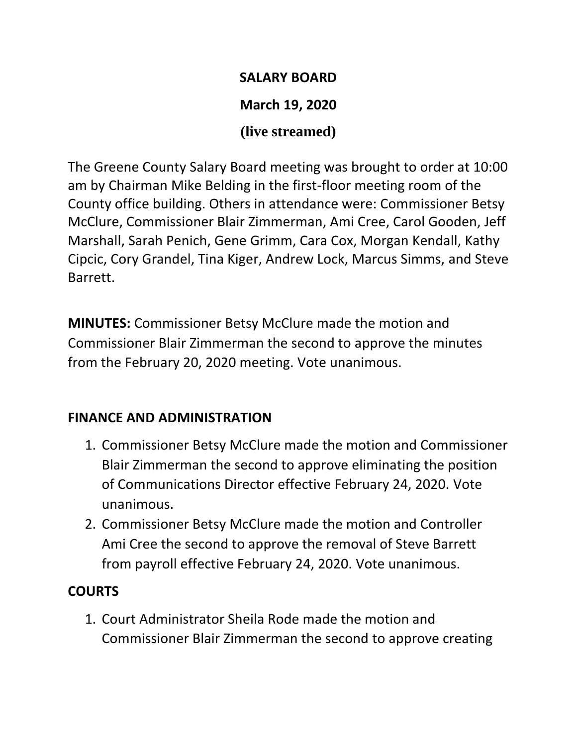# SALARY BOARD

## March 19, 2020

## (live streamed)

The Greene County Salary Board meeting was brought to order at 10:00 am by Chairman Mike Belding in the first-floor meeting room of the County office building. Others in attendance were: Commissioner Betsy McClure, Commissioner Blair Zimmerman, Ami Cree, Carol Gooden, Jeff Marshall, Sarah Penich, Gene Grimm, Cara Cox, Morgan Kendall, Kathy Cipcic, Cory Grandel, Tina Kiger, Andrew Lock, Marcus Simms, and Steve Barrett.

**MINUTES:** Commissioner Betsy McClure made the motion and Commissioner Blair Zimmerman the second to approve the minutes from the February 20, 2020 meeting. Vote unanimous.

**FINANCE AND ADMINISTRATION**

1. Commissioner Betsy McClure made the motion and Commissioner Blair Zimmerman the second to approve eliminating the position of Communications Director effective February 24, 2020. Vote unanimous.
2. Commissioner Betsy McClure made the motion and Controller Ami Cree the second to approve the removal of Steve Barrett from payroll effective February 24, 2020. Vote unanimous.

**COURTS**

1. Court Administrator Sheila Rode made the motion and Commissioner Blair Zimmerman the second to approve creating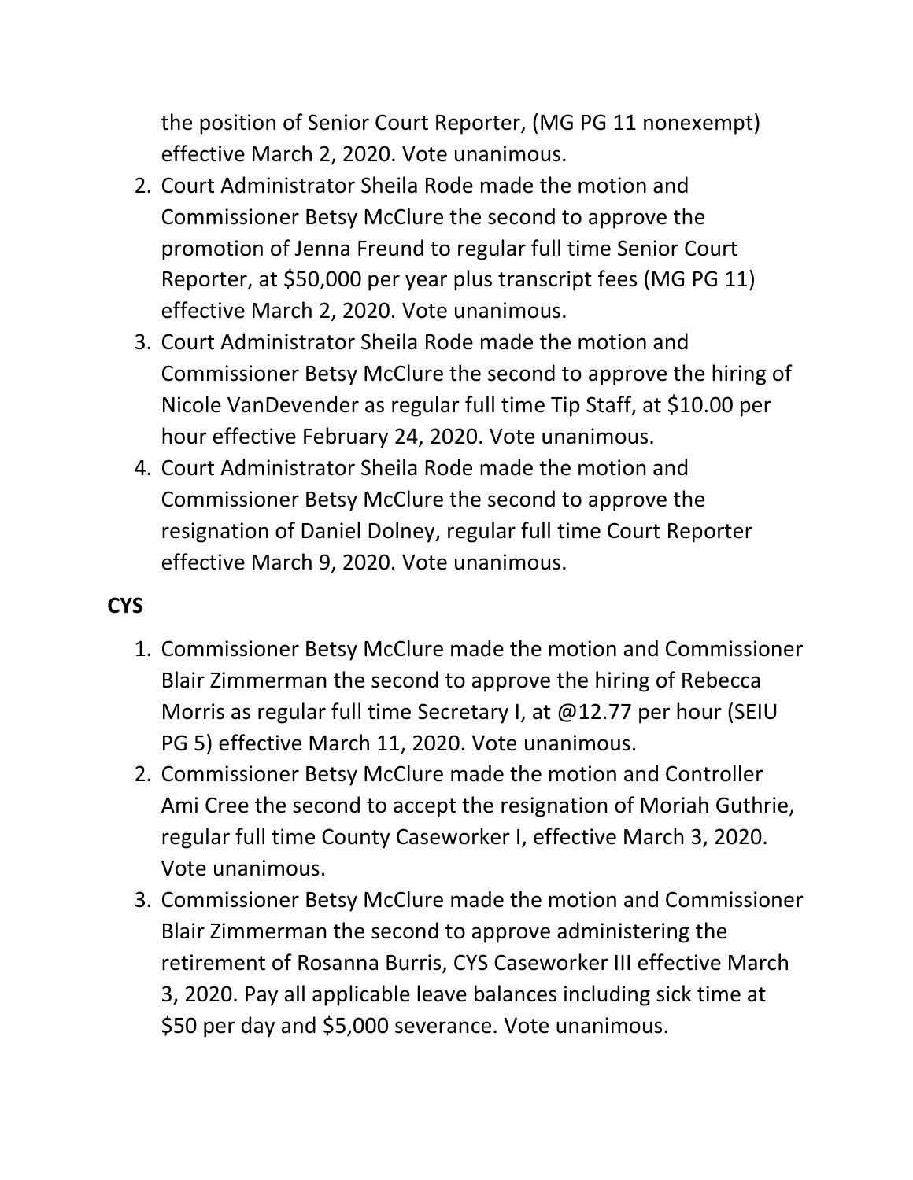the position of Senior Court Reporter, (MG PG 11 nonexempt) effective March 2, 2020. Vote unanimous.

2. Court Administrator Sheila Rode made the motion and Commissioner Betsy McClure the second to approve the promotion of Jenna Freund to regular full time Senior Court Reporter, at $50,000 per year plus transcript fees (MG PG 11) effective March 2, 2020. Vote unanimous.
3. Court Administrator Sheila Rode made the motion and Commissioner Betsy McClure the second to approve the hiring of Nicole VanDevender as regular full time Tip Staff, at $10.00 per hour effective February 24, 2020. Vote unanimous.
4. Court Administrator Sheila Rode made the motion and Commissioner Betsy McClure the second to approve the resignation of Daniel Dolney, regular full time Court Reporter effective March 9, 2020. Vote unanimous.

**CYS**

1. Commissioner Betsy McClure made the motion and Commissioner Blair Zimmerman the second to approve the hiring of Rebecca Morris as regular full time Secretary I, at @12.77 per hour (SEIU PG 5) effective March 11, 2020. Vote unanimous.
2. Commissioner Betsy McClure made the motion and Controller Ami Cree the second to accept the resignation of Moriah Guthrie, regular full time County Caseworker I, effective March 3, 2020. Vote unanimous.
3. Commissioner Betsy McClure made the motion and Commissioner Blair Zimmerman the second to approve administering the retirement of Rosanna Burris, CYS Caseworker III effective March 3, 2020. Pay all applicable leave balances including sick time at $50 per day and $5,000 severance. Vote unanimous.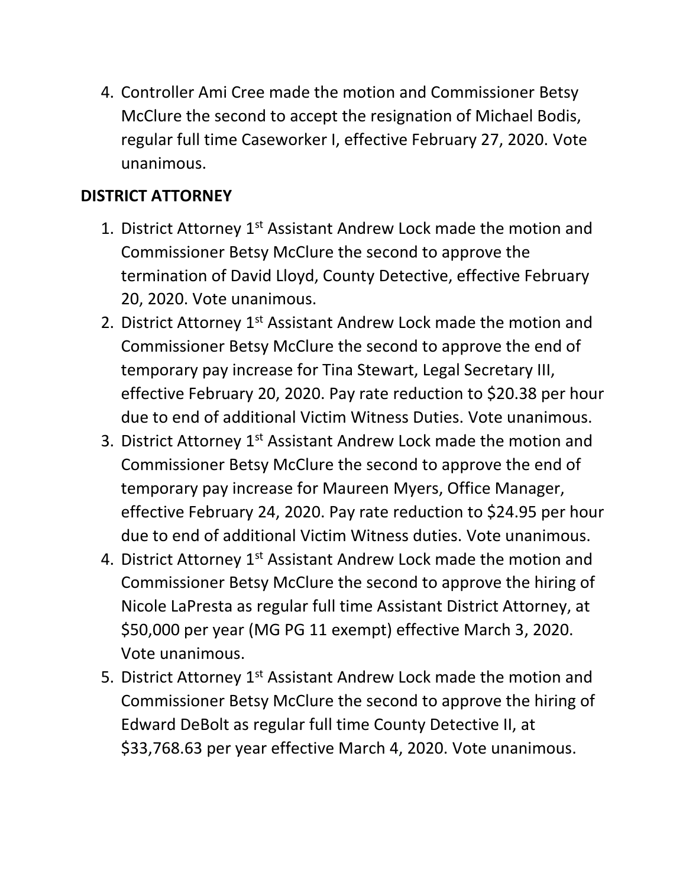4. Controller Ami Cree made the motion and Commissioner Betsy McClure the second to accept the resignation of Michael Bodis, regular full time Caseworker I, effective February 27, 2020. Vote unanimous.

**DISTRICT ATTORNEY**

1. District Attorney 1st Assistant Andrew Lock made the motion and Commissioner Betsy McClure the second to approve the termination of David Lloyd, County Detective, effective February 20, 2020. Vote unanimous.
2. District Attorney 1st Assistant Andrew Lock made the motion and Commissioner Betsy McClure the second to approve the end of temporary pay increase for Tina Stewart, Legal Secretary III, effective February 20, 2020. Pay rate reduction to $20.38 per hour due to end of additional Victim Witness Duties. Vote unanimous.
3. District Attorney 1st Assistant Andrew Lock made the motion and Commissioner Betsy McClure the second to approve the end of temporary pay increase for Maureen Myers, Office Manager, effective February 24, 2020. Pay rate reduction to $24.95 per hour due to end of additional Victim Witness duties. Vote unanimous.
4. District Attorney 1st Assistant Andrew Lock made the motion and Commissioner Betsy McClure the second to approve the hiring of Nicole LaPresta as regular full time Assistant District Attorney, at $50,000 per year (MG PG 11 exempt) effective March 3, 2020. Vote unanimous.
5. District Attorney 1st Assistant Andrew Lock made the motion and Commissioner Betsy McClure the second to approve the hiring of Edward DeBolt as regular full time County Detective II, at $33,768.63 per year effective March 4, 2020. Vote unanimous.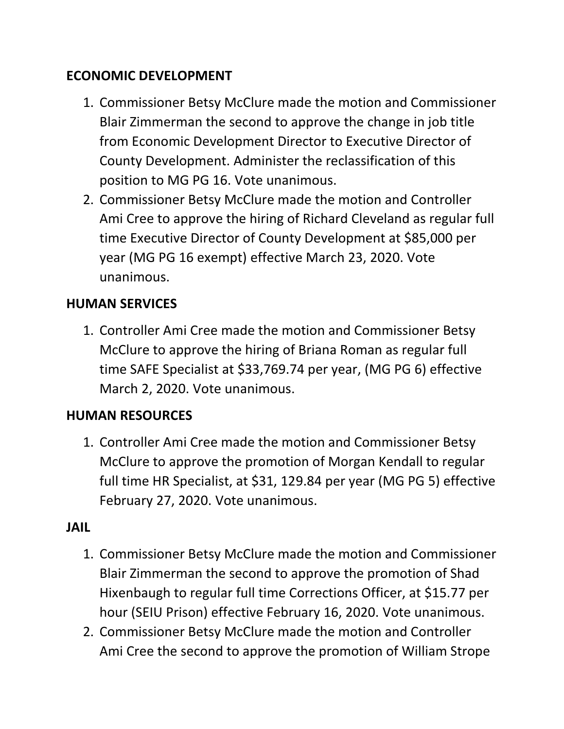**ECONOMIC DEVELOPMENT**

1. Commissioner Betsy McClure made the motion and Commissioner Blair Zimmerman the second to approve the change in job title from Economic Development Director to Executive Director of County Development. Administer the reclassification of this position to MG PG 16. Vote unanimous.
2. Commissioner Betsy McClure made the motion and Controller Ami Cree to approve the hiring of Richard Cleveland as regular full time Executive Director of County Development at $85,000 per year (MG PG 16 exempt) effective March 23, 2020. Vote unanimous.

**HUMAN SERVICES**

1. Controller Ami Cree made the motion and Commissioner Betsy McClure to approve the hiring of Briana Roman as regular full time SAFE Specialist at $33,769.74 per year, (MG PG 6) effective March 2, 2020. Vote unanimous.

**HUMAN RESOURCES**

1. Controller Ami Cree made the motion and Commissioner Betsy McClure to approve the promotion of Morgan Kendall to regular full time HR Specialist, at $31, 129.84 per year (MG PG 5) effective February 27, 2020. Vote unanimous.

**JAIL**

1. Commissioner Betsy McClure made the motion and Commissioner Blair Zimmerman the second to approve the promotion of Shad Hixenbaugh to regular full time Corrections Officer, at $15.77 per hour (SEIU Prison) effective February 16, 2020. Vote unanimous.
2. Commissioner Betsy McClure made the motion and Controller Ami Cree the second to approve the promotion of William Strope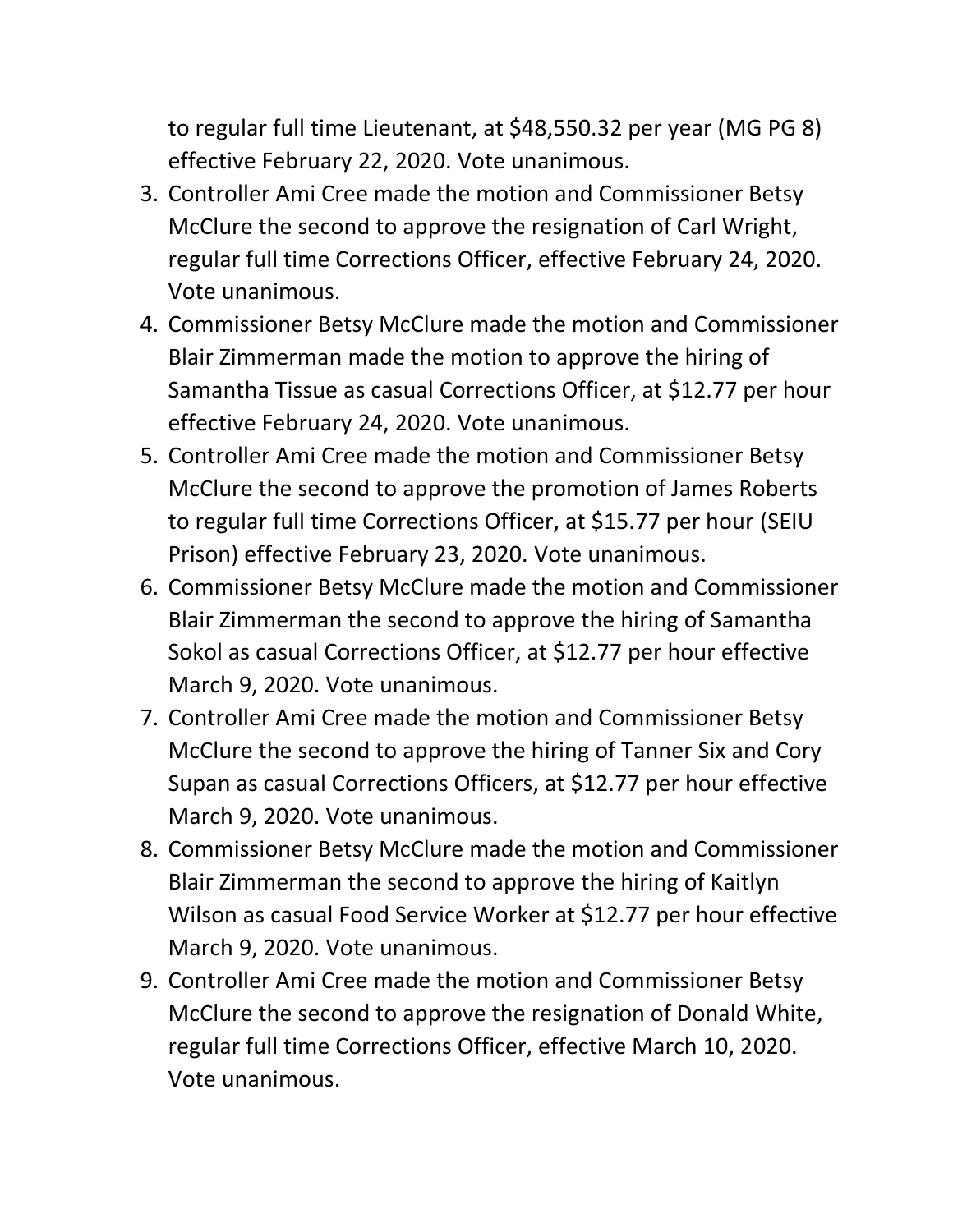to regular full time Lieutenant, at $48,550.32 per year (MG PG 8) effective February 22, 2020. Vote unanimous.

3. Controller Ami Cree made the motion and Commissioner Betsy McClure the second to approve the resignation of Carl Wright, regular full time Corrections Officer, effective February 24, 2020. Vote unanimous.
4. Commissioner Betsy McClure made the motion and Commissioner Blair Zimmerman made the motion to approve the hiring of Samantha Tissue as casual Corrections Officer, at $12.77 per hour effective February 24, 2020. Vote unanimous.
5. Controller Ami Cree made the motion and Commissioner Betsy McClure the second to approve the promotion of James Roberts to regular full time Corrections Officer, at $15.77 per hour (SEIU Prison) effective February 23, 2020. Vote unanimous.
6. Commissioner Betsy McClure made the motion and Commissioner Blair Zimmerman the second to approve the hiring of Samantha Sokol as casual Corrections Officer, at $12.77 per hour effective March 9, 2020. Vote unanimous.
7. Controller Ami Cree made the motion and Commissioner Betsy McClure the second to approve the hiring of Tanner Six and Cory Supan as casual Corrections Officers, at $12.77 per hour effective March 9, 2020. Vote unanimous.
8. Commissioner Betsy McClure made the motion and Commissioner Blair Zimmerman the second to approve the hiring of Kaitlyn Wilson as casual Food Service Worker at $12.77 per hour effective March 9, 2020. Vote unanimous.
9. Controller Ami Cree made the motion and Commissioner Betsy McClure the second to approve the resignation of Donald White, regular full time Corrections Officer, effective March 10, 2020. Vote unanimous.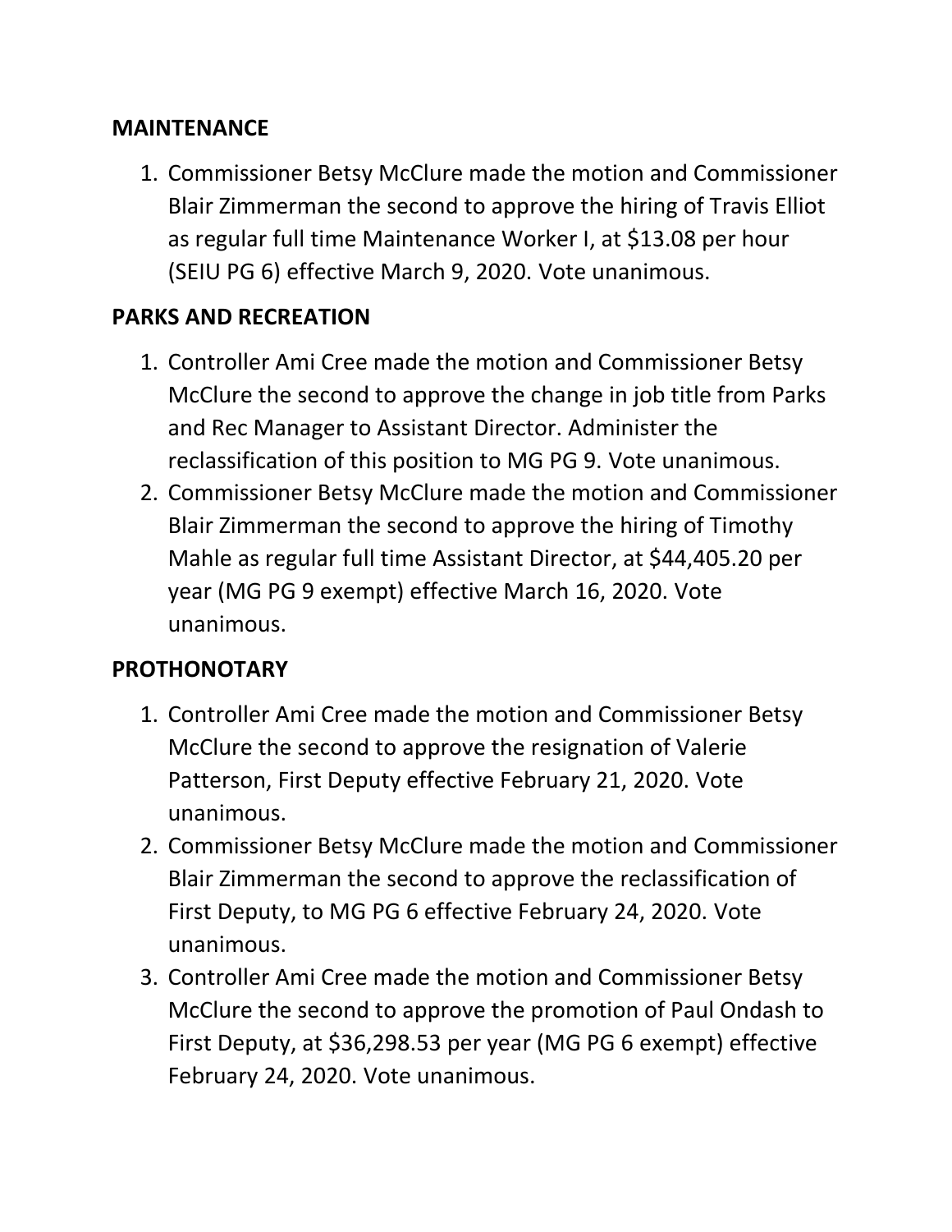**MAINTENANCE**

1. Commissioner Betsy McClure made the motion and Commissioner Blair Zimmerman the second to approve the hiring of Travis Elliot as regular full time Maintenance Worker I, at $13.08 per hour (SEIU PG 6) effective March 9, 2020. Vote unanimous.

**PARKS AND RECREATION**

1. Controller Ami Cree made the motion and Commissioner Betsy McClure the second to approve the change in job title from Parks and Rec Manager to Assistant Director. Administer the reclassification of this position to MG PG 9. Vote unanimous.
2. Commissioner Betsy McClure made the motion and Commissioner Blair Zimmerman the second to approve the hiring of Timothy Mahle as regular full time Assistant Director, at $44,405.20 per year (MG PG 9 exempt) effective March 16, 2020. Vote unanimous.

**PROTHONOTARY**

1. Controller Ami Cree made the motion and Commissioner Betsy McClure the second to approve the resignation of Valerie Patterson, First Deputy effective February 21, 2020. Vote unanimous.
2. Commissioner Betsy McClure made the motion and Commissioner Blair Zimmerman the second to approve the reclassification of First Deputy, to MG PG 6 effective February 24, 2020. Vote unanimous.
3. Controller Ami Cree made the motion and Commissioner Betsy McClure the second to approve the promotion of Paul Ondash to First Deputy, at $36,298.53 per year (MG PG 6 exempt) effective February 24, 2020. Vote unanimous.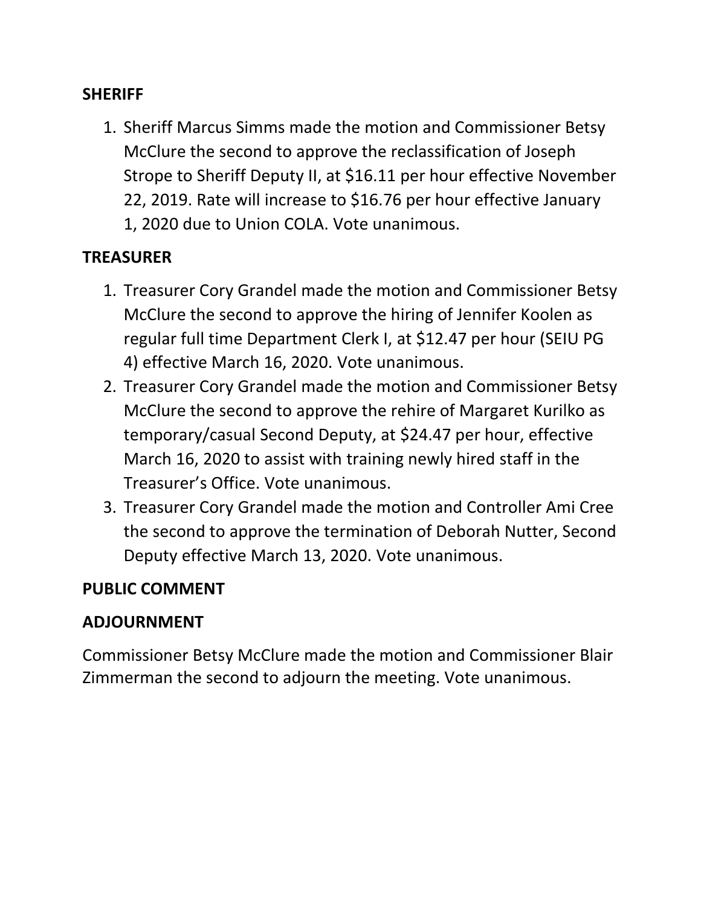**SHERIFF**

1. Sheriff Marcus Simms made the motion and Commissioner Betsy McClure the second to approve the reclassification of Joseph Strope to Sheriff Deputy II, at $16.11 per hour effective November 22, 2019. Rate will increase to $16.76 per hour effective January 1, 2020 due to Union COLA. Vote unanimous.

**TREASURER**

1. Treasurer Cory Grandel made the motion and Commissioner Betsy McClure the second to approve the hiring of Jennifer Koolen as regular full time Department Clerk I, at $12.47 per hour (SEIU PG 4) effective March 16, 2020. Vote unanimous.
2. Treasurer Cory Grandel made the motion and Commissioner Betsy McClure the second to approve the rehire of Margaret Kurilko as temporary/casual Second Deputy, at $24.47 per hour, effective March 16, 2020 to assist with training newly hired staff in the Treasurer's Office. Vote unanimous.
3. Treasurer Cory Grandel made the motion and Controller Ami Cree the second to approve the termination of Deborah Nutter, Second Deputy effective March 13, 2020. Vote unanimous.

**PUBLIC COMMENT**

**ADJOURNMENT**

Commissioner Betsy McClure made the motion and Commissioner Blair Zimmerman the second to adjourn the meeting. Vote unanimous.